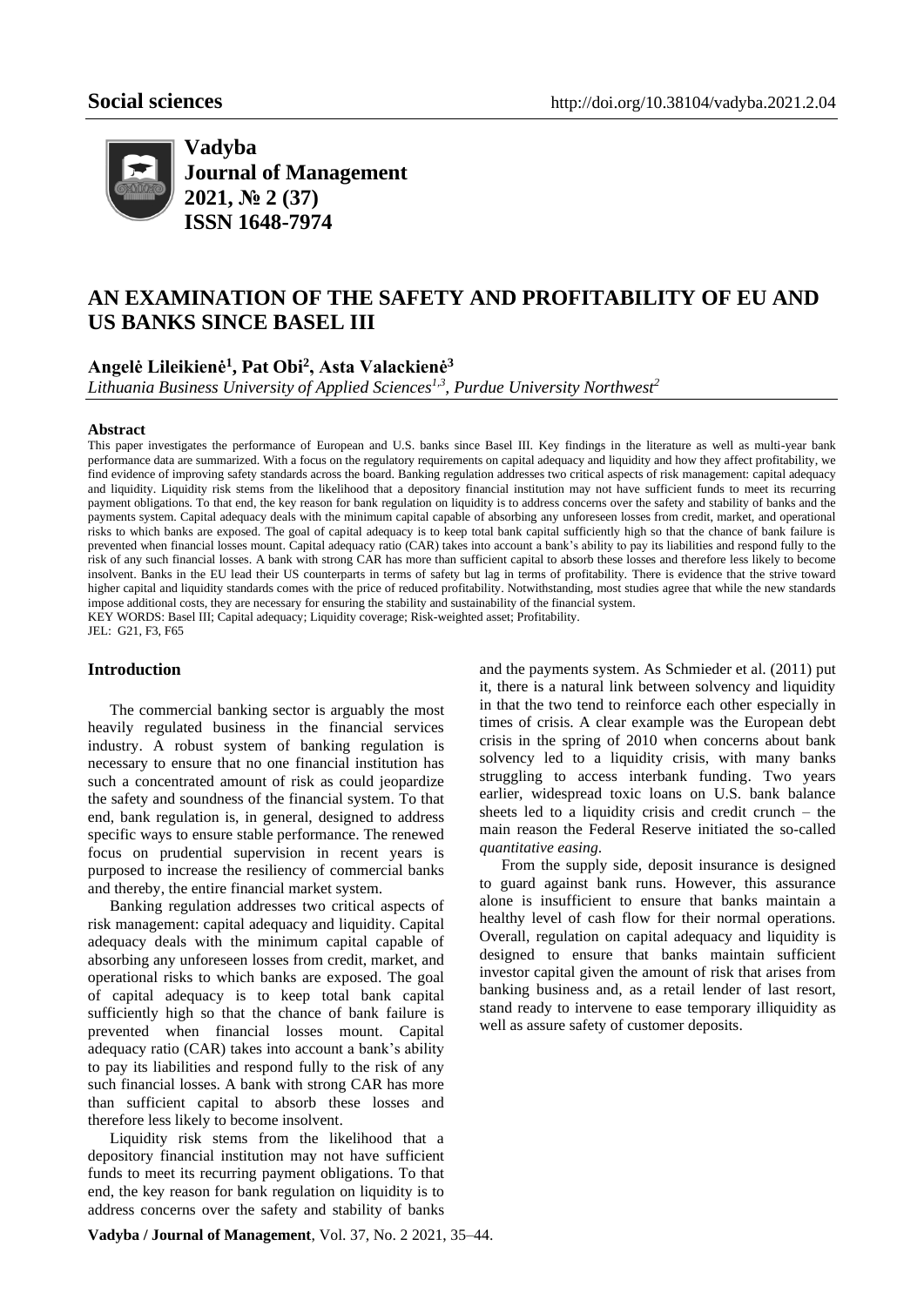Social sciences http://doi.org/10.38104/vadyba.2021.2.04

**Vadyba**
**Journal of Management**
**2021, № 2 (37)**
**ISSN 1648-7974**

# AN EXAMINATION OF THE SAFETY AND PROFITABILITY OF EU AND US BANKS SINCE BASEL III

**Angelė Lileikienė[1], Pat Obi[2], Asta Valackienė[3]**

*Lithuania Business University of Applied Sciences[1,3], Purdue University Northwest[2]*

**Abstract**

This paper investigates the performance of European and U.S. banks since Basel III. Key findings in the literature as well as multi-year bank performance data are summarized. With a focus on the regulatory requirements on capital adequacy and liquidity and how they affect profitability, we find evidence of improving safety standards across the board. Banking regulation addresses two critical aspects of risk management: capital adequacy and liquidity. Liquidity risk stems from the likelihood that a depository financial institution may not have sufficient funds to meet its recurring payment obligations. To that end, the key reason for bank regulation on liquidity is to address concerns over the safety and stability of banks and the payments system. Capital adequacy deals with the minimum capital capable of absorbing any unforeseen losses from credit, market, and operational risks to which banks are exposed. The goal of capital adequacy is to keep total bank capital sufficiently high so that the chance of bank failure is prevented when financial losses mount. Capital adequacy ratio (CAR) takes into account a bank's ability to pay its liabilities and respond fully to the risk of any such financial losses. A bank with strong CAR has more than sufficient capital to absorb these losses and therefore less likely to become insolvent. Banks in the EU lead their US counterparts in terms of safety but lag in terms of profitability. There is evidence that the strive toward higher capital and liquidity standards comes with the price of reduced profitability. Notwithstanding, most studies agree that while the new standards impose additional costs, they are necessary for ensuring the stability and sustainability of the financial system.

KEY WORDS: Basel III; Capital adequacy; Liquidity coverage; Risk-weighted asset; Profitability.

JEL: G21, F3, F65

## Introduction

The commercial banking sector is arguably the most heavily regulated business in the financial services industry. A robust system of banking regulation is necessary to ensure that no one financial institution has such a concentrated amount of risk as could jeopardize the safety and soundness of the financial system. To that end, bank regulation is, in general, designed to address specific ways to ensure stable performance. The renewed focus on prudential supervision in recent years is purposed to increase the resiliency of commercial banks and thereby, the entire financial market system.

Banking regulation addresses two critical aspects of risk management: capital adequacy and liquidity. Capital adequacy deals with the minimum capital capable of absorbing any unforeseen losses from credit, market, and operational risks to which banks are exposed. The goal of capital adequacy is to keep total bank capital sufficiently high so that the chance of bank failure is prevented when financial losses mount. Capital adequacy ratio (CAR) takes into account a bank's ability to pay its liabilities and respond fully to the risk of any such financial losses. A bank with strong CAR has more than sufficient capital to absorb these losses and therefore less likely to become insolvent.

Liquidity risk stems from the likelihood that a depository financial institution may not have sufficient funds to meet its recurring payment obligations. To that end, the key reason for bank regulation on liquidity is to address concerns over the safety and stability of banks and the payments system. As Schmieder et al. (2011) put it, there is a natural link between solvency and liquidity in that the two tend to reinforce each other especially in times of crisis. A clear example was the European debt crisis in the spring of 2010 when concerns about bank solvency led to a liquidity crisis, with many banks struggling to access interbank funding. Two years earlier, widespread toxic loans on U.S. bank balance sheets led to a liquidity crisis and credit crunch – the main reason the Federal Reserve initiated the so-called *quantitative easing*.

From the supply side, deposit insurance is designed to guard against bank runs. However, this assurance alone is insufficient to ensure that banks maintain a healthy level of cash flow for their normal operations. Overall, regulation on capital adequacy and liquidity is designed to ensure that banks maintain sufficient investor capital given the amount of risk that arises from banking business and, as a retail lender of last resort, stand ready to intervene to ease temporary illiquidity as well as assure safety of customer deposits.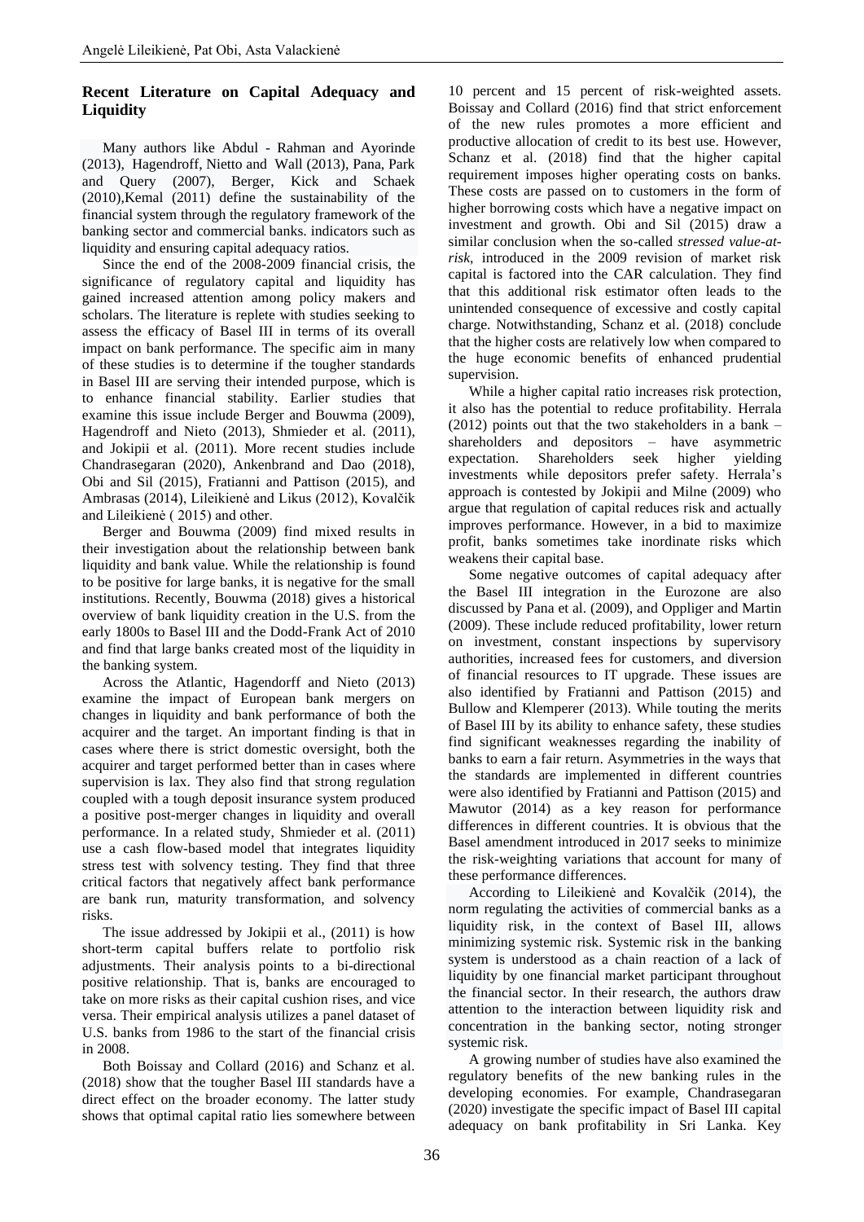## Recent Literature on Capital Adequacy and Liquidity

Many authors like Abdul - Rahman and Ayorinde (2013), Hagendroff, Nietto and Wall (2013), Pana, Park and Query (2007), Berger, Kick and Schaek (2010),Kemal (2011) define the sustainability of the financial system through the regulatory framework of the banking sector and commercial banks. indicators such as liquidity and ensuring capital adequacy ratios.

Since the end of the 2008-2009 financial crisis, the significance of regulatory capital and liquidity has gained increased attention among policy makers and scholars. The literature is replete with studies seeking to assess the efficacy of Basel III in terms of its overall impact on bank performance. The specific aim in many of these studies is to determine if the tougher standards in Basel III are serving their intended purpose, which is to enhance financial stability. Earlier studies that examine this issue include Berger and Bouwma (2009), Hagendroff and Nieto (2013), Shmieder et al. (2011), and Jokipii et al. (2011). More recent studies include Chandrasegaran (2020), Ankenbrand and Dao (2018), Obi and Sil (2015), Fratianni and Pattison (2015), and Ambrasas (2014), Lileikienė and Likus (2012), Kovalčik and Lileikienė ( 2015) and other.

Berger and Bouwma (2009) find mixed results in their investigation about the relationship between bank liquidity and bank value. While the relationship is found to be positive for large banks, it is negative for the small institutions. Recently, Bouwma (2018) gives a historical overview of bank liquidity creation in the U.S. from the early 1800s to Basel III and the Dodd-Frank Act of 2010 and find that large banks created most of the liquidity in the banking system.

Across the Atlantic, Hagendorff and Nieto (2013) examine the impact of European bank mergers on changes in liquidity and bank performance of both the acquirer and the target. An important finding is that in cases where there is strict domestic oversight, both the acquirer and target performed better than in cases where supervision is lax. They also find that strong regulation coupled with a tough deposit insurance system produced a positive post-merger changes in liquidity and overall performance. In a related study, Shmieder et al. (2011) use a cash flow-based model that integrates liquidity stress test with solvency testing. They find that three critical factors that negatively affect bank performance are bank run, maturity transformation, and solvency risks.

The issue addressed by Jokipii et al., (2011) is how short-term capital buffers relate to portfolio risk adjustments. Their analysis points to a bi-directional positive relationship. That is, banks are encouraged to take on more risks as their capital cushion rises, and vice versa. Their empirical analysis utilizes a panel dataset of U.S. banks from 1986 to the start of the financial crisis in 2008.

Both Boissay and Collard (2016) and Schanz et al. (2018) show that the tougher Basel III standards have a direct effect on the broader economy. The latter study shows that optimal capital ratio lies somewhere between 10 percent and 15 percent of risk-weighted assets. Boissay and Collard (2016) find that strict enforcement of the new rules promotes a more efficient and productive allocation of credit to its best use. However, Schanz et al. (2018) find that the higher capital requirement imposes higher operating costs on banks. These costs are passed on to customers in the form of higher borrowing costs which have a negative impact on investment and growth. Obi and Sil (2015) draw a similar conclusion when the so-called *stressed value-at-risk*, introduced in the 2009 revision of market risk capital is factored into the CAR calculation. They find that this additional risk estimator often leads to the unintended consequence of excessive and costly capital charge. Notwithstanding, Schanz et al. (2018) conclude that the higher costs are relatively low when compared to the huge economic benefits of enhanced prudential supervision.

While a higher capital ratio increases risk protection, it also has the potential to reduce profitability. Herrala (2012) points out that the two stakeholders in a bank – shareholders and depositors – have asymmetric expectation. Shareholders seek higher yielding investments while depositors prefer safety. Herrala's approach is contested by Jokipii and Milne (2009) who argue that regulation of capital reduces risk and actually improves performance. However, in a bid to maximize profit, banks sometimes take inordinate risks which weakens their capital base.

Some negative outcomes of capital adequacy after the Basel III integration in the Eurozone are also discussed by Pana et al. (2009), and Oppliger and Martin (2009). These include reduced profitability, lower return on investment, constant inspections by supervisory authorities, increased fees for customers, and diversion of financial resources to IT upgrade. These issues are also identified by Fratianni and Pattison (2015) and Bullow and Klemperer (2013). While touting the merits of Basel III by its ability to enhance safety, these studies find significant weaknesses regarding the inability of banks to earn a fair return. Asymmetries in the ways that the standards are implemented in different countries were also identified by Fratianni and Pattison (2015) and Mawutor (2014) as a key reason for performance differences in different countries. It is obvious that the Basel amendment introduced in 2017 seeks to minimize the risk-weighting variations that account for many of these performance differences.

According to Lileikienė and Kovalčik (2014), the norm regulating the activities of commercial banks as a liquidity risk, in the context of Basel III, allows minimizing systemic risk. Systemic risk in the banking system is understood as a chain reaction of a lack of liquidity by one financial market participant throughout the financial sector. In their research, the authors draw attention to the interaction between liquidity risk and concentration in the banking sector, noting stronger systemic risk.

A growing number of studies have also examined the regulatory benefits of the new banking rules in the developing economies. For example, Chandrasegaran (2020) investigate the specific impact of Basel III capital adequacy on bank profitability in Sri Lanka. Key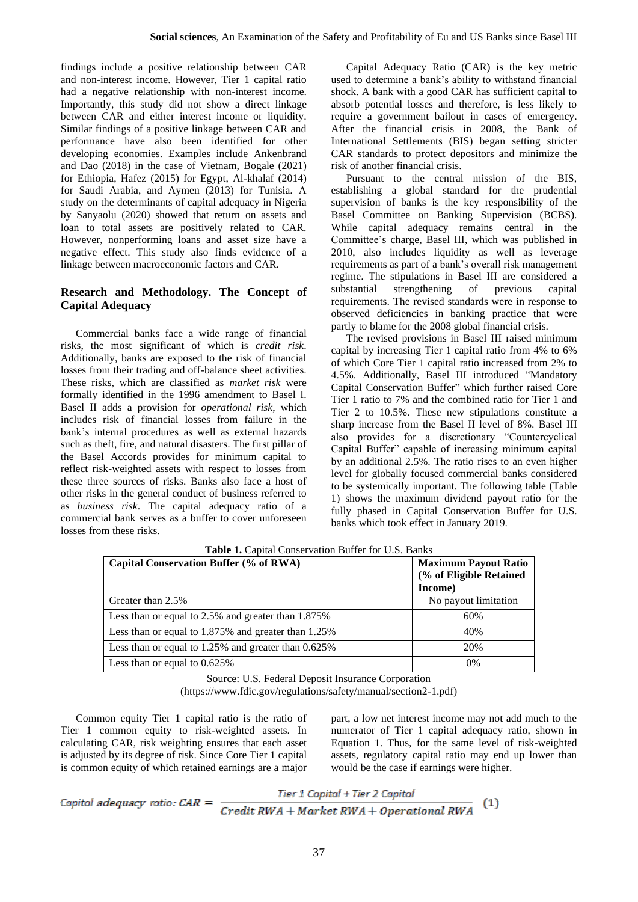findings include a positive relationship between CAR and non-interest income. However, Tier 1 capital ratio had a negative relationship with non-interest income. Importantly, this study did not show a direct linkage between CAR and either interest income or liquidity. Similar findings of a positive linkage between CAR and performance have also been identified for other developing economies. Examples include Ankenbrand and Dao (2018) in the case of Vietnam, Bogale (2021) for Ethiopia, Hafez (2015) for Egypt, Al-khalaf (2014) for Saudi Arabia, and Aymen (2013) for Tunisia. A study on the determinants of capital adequacy in Nigeria by Sanyaolu (2020) showed that return on assets and loan to total assets are positively related to CAR. However, nonperforming loans and asset size have a negative effect. This study also finds evidence of a linkage between macroeconomic factors and CAR.

## Research and Methodology. The Concept of Capital Adequacy

Commercial banks face a wide range of financial risks, the most significant of which is *credit risk*. Additionally, banks are exposed to the risk of financial losses from their trading and off-balance sheet activities. These risks, which are classified as *market risk* were formally identified in the 1996 amendment to Basel I. Basel II adds a provision for *operational risk*, which includes risk of financial losses from failure in the bank's internal procedures as well as external hazards such as theft, fire, and natural disasters. The first pillar of the Basel Accords provides for minimum capital to reflect risk-weighted assets with respect to losses from these three sources of risks. Banks also face a host of other risks in the general conduct of business referred to as *business risk*. The capital adequacy ratio of a commercial bank serves as a buffer to cover unforeseen losses from these risks.

Capital Adequacy Ratio (CAR) is the key metric used to determine a bank's ability to withstand financial shock. A bank with a good CAR has sufficient capital to absorb potential losses and therefore, is less likely to require a government bailout in cases of emergency. After the financial crisis in 2008, the Bank of International Settlements (BIS) began setting stricter CAR standards to protect depositors and minimize the risk of another financial crisis.

Pursuant to the central mission of the BIS, establishing a global standard for the prudential supervision of banks is the key responsibility of the Basel Committee on Banking Supervision (BCBS). While capital adequacy remains central in the Committee's charge, Basel III, which was published in 2010, also includes liquidity as well as leverage requirements as part of a bank's overall risk management regime. The stipulations in Basel III are considered a substantial strengthening of previous capital requirements. The revised standards were in response to observed deficiencies in banking practice that were partly to blame for the 2008 global financial crisis.

The revised provisions in Basel III raised minimum capital by increasing Tier 1 capital ratio from 4% to 6% of which Core Tier 1 capital ratio increased from 2% to 4.5%. Additionally, Basel III introduced "Mandatory Capital Conservation Buffer" which further raised Core Tier 1 ratio to 7% and the combined ratio for Tier 1 and Tier 2 to 10.5%. These new stipulations constitute a sharp increase from the Basel II level of 8%. Basel III also provides for a discretionary "Countercyclical Capital Buffer" capable of increasing minimum capital by an additional 2.5%. The ratio rises to an even higher level for globally focused commercial banks considered to be systemically important. The following table (Table 1) shows the maximum dividend payout ratio for the fully phased in Capital Conservation Buffer for U.S. banks which took effect in January 2019.

**Table 1.** Capital Conservation Buffer for U.S. Banks

| Capital Conservation Buffer (% of RWA) | Maximum Payout Ratio (% of Eligible Retained Income) |
|---|---|
| Greater than 2.5% | No payout limitation |
| Less than or equal to 2.5% and greater than 1.875% | 60% |
| Less than or equal to 1.875% and greater than 1.25% | 40% |
| Less than or equal to 1.25% and greater than 0.625% | 20% |
| Less than or equal to 0.625% | 0% |

Source: U.S. Federal Deposit Insurance Corporation (https://www.fdic.gov/regulations/safety/manual/section2-1.pdf)

Common equity Tier 1 capital ratio is the ratio of Tier 1 common equity to risk-weighted assets. In calculating CAR, risk weighting ensures that each asset is adjusted by its degree of risk. Since Core Tier 1 capital is common equity of which retained earnings are a major part, a low net interest income may not add much to the numerator of Tier 1 capital adequacy ratio, shown in Equation 1. Thus, for the same level of risk-weighted assets, regulatory capital ratio may end up lower than would be the case if earnings were higher.

$$\text{Capital adequacy ratio: } CAR = \frac{\text{Tier 1 Capital} + \text{Tier 2 Capital}}{\text{Credit RWA} + \text{Market RWA} + \text{Operational RWA}} \quad (1)$$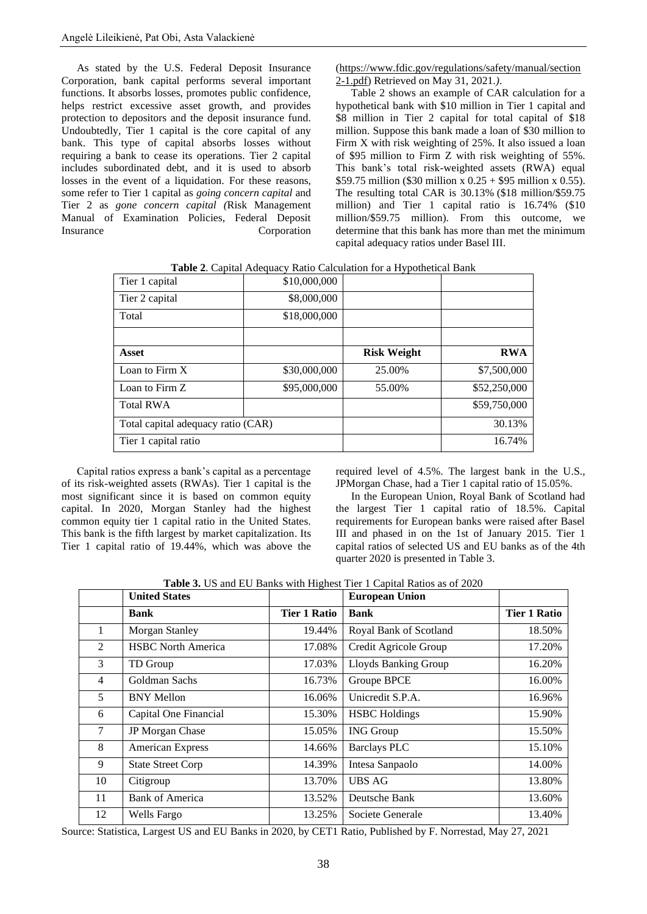As stated by the U.S. Federal Deposit Insurance Corporation, bank capital performs several important functions. It absorbs losses, promotes public confidence, helps restrict excessive asset growth, and provides protection to depositors and the deposit insurance fund. Undoubtedly, Tier 1 capital is the core capital of any bank. This type of capital absorbs losses without requiring a bank to cease its operations. Tier 2 capital includes subordinated debt, and it is used to absorb losses in the event of a liquidation. For these reasons, some refer to Tier 1 capital as *going concern capital* and Tier 2 as *gone concern capital (*Risk Management Manual of Examination Policies, Federal Deposit Insurance Corporation (https://www.fdic.gov/regulations/safety/manual/section2-1.pdf) Retrieved on May 31, 2021.*)*.

Table 2 shows an example of CAR calculation for a hypothetical bank with $10 million in Tier 1 capital and $8 million in Tier 2 capital for total capital of $18 million. Suppose this bank made a loan of $30 million to Firm X with risk weighting of 25%. It also issued a loan of $95 million to Firm Z with risk weighting of 55%. This bank's total risk-weighted assets (RWA) equal $59.75 million ($30 million x 0.25 + $95 million x 0.55). The resulting total CAR is 30.13% ($18 million/$59.75 million) and Tier 1 capital ratio is 16.74% ($10 million/$59.75 million). From this outcome, we determine that this bank has more than met the minimum capital adequacy ratios under Basel III.

**Table 2**. Capital Adequacy Ratio Calculation for a Hypothetical Bank

| Tier 1 capital | $10,000,000 | | |
|---|---|---|---|
| Tier 2 capital | $8,000,000 | | |
| Total | $18,000,000 | | |
| | | | |
| **Asset** | | **Risk Weight** | **RWA** |
| Loan to Firm X | $30,000,000 | 25.00% | $7,500,000 |
| Loan to Firm Z | $95,000,000 | 55.00% | $52,250,000 |
| Total RWA | | | $59,750,000 |
| Total capital adequacy ratio (CAR) | | | 30.13% |
| Tier 1 capital ratio | | | 16.74% |

Capital ratios express a bank's capital as a percentage of its risk-weighted assets (RWAs). Tier 1 capital is the most significant since it is based on common equity capital. In 2020, Morgan Stanley had the highest common equity tier 1 capital ratio in the United States. This bank is the fifth largest by market capitalization. Its Tier 1 capital ratio of 19.44%, which was above the required level of 4.5%. The largest bank in the U.S., JPMorgan Chase, had a Tier 1 capital ratio of 15.05%.

In the European Union, Royal Bank of Scotland had the largest Tier 1 capital ratio of 18.5%. Capital requirements for European banks were raised after Basel III and phased in on the 1st of January 2015. Tier 1 capital ratios of selected US and EU banks as of the 4th quarter 2020 is presented in Table 3.

**Table 3.** US and EU Banks with Highest Tier 1 Capital Ratios as of 2020

| | **United States** | | **European Union** | |
|---|---|---|---|---|
| | **Bank** | **Tier 1 Ratio** | **Bank** | **Tier 1 Ratio** |
| 1 | Morgan Stanley | 19.44% | Royal Bank of Scotland | 18.50% |
| 2 | HSBC North America | 17.08% | Credit Agricole Group | 17.20% |
| 3 | TD Group | 17.03% | Lloyds Banking Group | 16.20% |
| 4 | Goldman Sachs | 16.73% | Groupe BPCE | 16.00% |
| 5 | BNY Mellon | 16.06% | Unicredit S.P.A. | 16.96% |
| 6 | Capital One Financial | 15.30% | HSBC Holdings | 15.90% |
| 7 | JP Morgan Chase | 15.05% | ING Group | 15.50% |
| 8 | American Express | 14.66% | Barclays PLC | 15.10% |
| 9 | State Street Corp | 14.39% | Intesa Sanpaolo | 14.00% |
| 10 | Citigroup | 13.70% | UBS AG | 13.80% |
| 11 | Bank of America | 13.52% | Deutsche Bank | 13.60% |
| 12 | Wells Fargo | 13.25% | Societe Generale | 13.40% |

Source: Statistica, Largest US and EU Banks in 2020, by CET1 Ratio, Published by F. Norrestad, May 27, 2021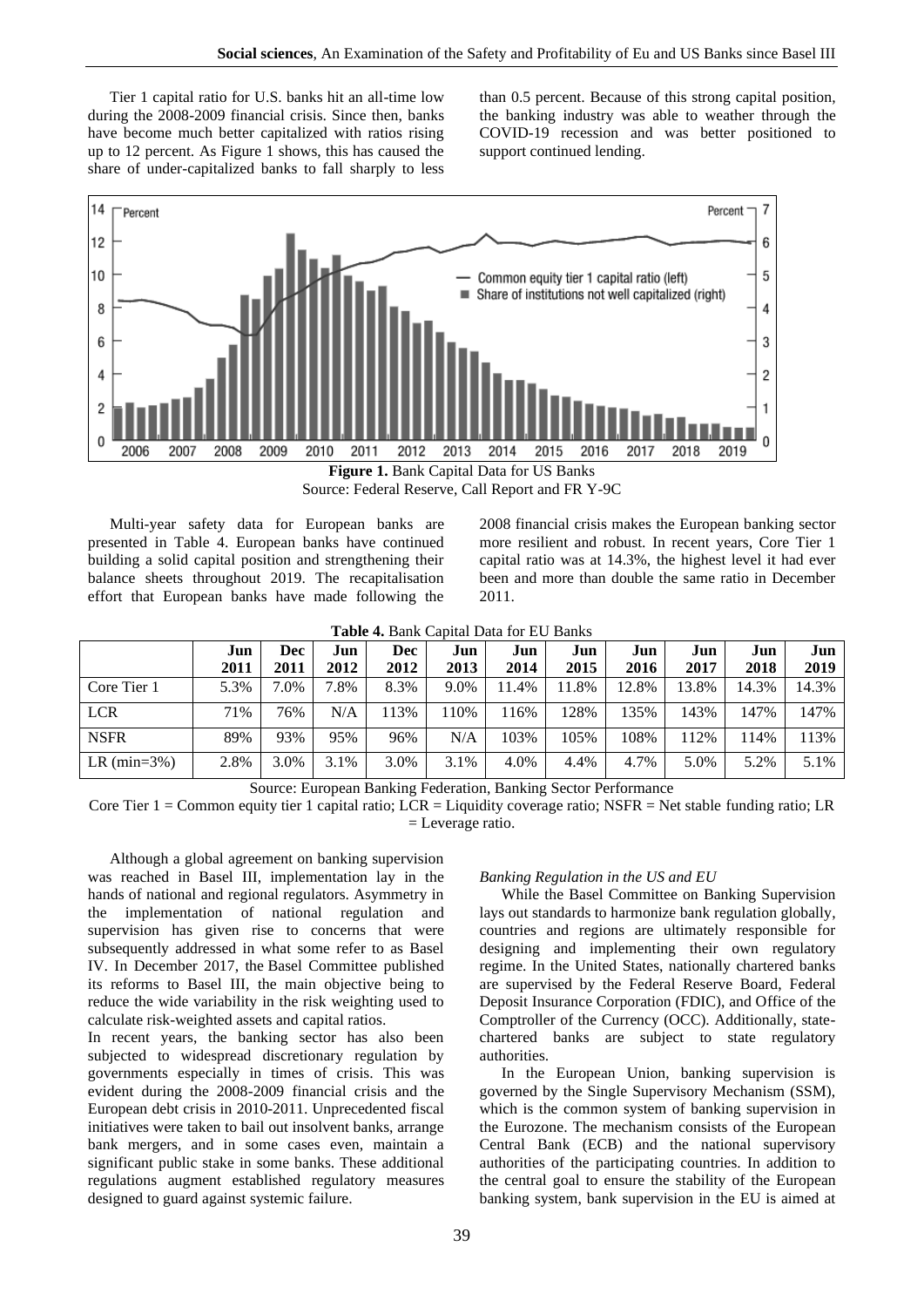Tier 1 capital ratio for U.S. banks hit an all-time low during the 2008-2009 financial crisis. Since then, banks have become much better capitalized with ratios rising up to 12 percent. As Figure 1 shows, this has caused the share of under-capitalized banks to fall sharply to less than 0.5 percent. Because of this strong capital position, the banking industry was able to weather through the COVID-19 recession and was better positioned to support continued lending.

**Figure 1.** Bank Capital Data for US Banks
Source: Federal Reserve, Call Report and FR Y-9C

Multi-year safety data for European banks are presented in Table 4. European banks have continued building a solid capital position and strengthening their balance sheets throughout 2019. The recapitalisation effort that European banks have made following the 2008 financial crisis makes the European banking sector more resilient and robust. In recent years, Core Tier 1 capital ratio was at 14.3%, the highest level it had ever been and more than double the same ratio in December 2011.

**Table 4.** Bank Capital Data for EU Banks

| | Jun 2011 | Dec 2011 | Jun 2012 | Dec 2012 | Jun 2013 | Jun 2014 | Jun 2015 | Jun 2016 | Jun 2017 | Jun 2018 | Jun 2019 |
|---|---|---|---|---|---|---|---|---|---|---|---|
| Core Tier 1 | 5.3% | 7.0% | 7.8% | 8.3% | 9.0% | 11.4% | 11.8% | 12.8% | 13.8% | 14.3% | 14.3% |
| LCR | 71% | 76% | N/A | 113% | 110% | 116% | 128% | 135% | 143% | 147% | 147% |
| NSFR | 89% | 93% | 95% | 96% | N/A | 103% | 105% | 108% | 112% | 114% | 113% |
| LR (min=3%) | 2.8% | 3.0% | 3.1% | 3.0% | 3.1% | 4.0% | 4.4% | 4.7% | 5.0% | 5.2% | 5.1% |

Source: European Banking Federation, Banking Sector Performance

Core Tier 1 = Common equity tier 1 capital ratio; LCR = Liquidity coverage ratio; NSFR = Net stable funding ratio; LR = Leverage ratio.

Although a global agreement on banking supervision was reached in Basel III, implementation lay in the hands of national and regional regulators. Asymmetry in the implementation of national regulation and supervision has given rise to concerns that were subsequently addressed in what some refer to as Basel IV. In December 2017, the Basel Committee published its reforms to Basel III, the main objective being to reduce the wide variability in the risk weighting used to calculate risk-weighted assets and capital ratios.

In recent years, the banking sector has also been subjected to widespread discretionary regulation by governments especially in times of crisis. This was evident during the 2008-2009 financial crisis and the European debt crisis in 2010-2011. Unprecedented fiscal initiatives were taken to bail out insolvent banks, arrange bank mergers, and in some cases even, maintain a significant public stake in some banks. These additional regulations augment established regulatory measures designed to guard against systemic failure.

*Banking Regulation in the US and EU*

While the Basel Committee on Banking Supervision lays out standards to harmonize bank regulation globally, countries and regions are ultimately responsible for designing and implementing their own regulatory regime. In the United States, nationally chartered banks are supervised by the Federal Reserve Board, Federal Deposit Insurance Corporation (FDIC), and Office of the Comptroller of the Currency (OCC). Additionally, state-chartered banks are subject to state regulatory authorities.

In the European Union, banking supervision is governed by the Single Supervisory Mechanism (SSM), which is the common system of banking supervision in the Eurozone. The mechanism consists of the European Central Bank (ECB) and the national supervisory authorities of the participating countries. In addition to the central goal to ensure the stability of the European banking system, bank supervision in the EU is aimed at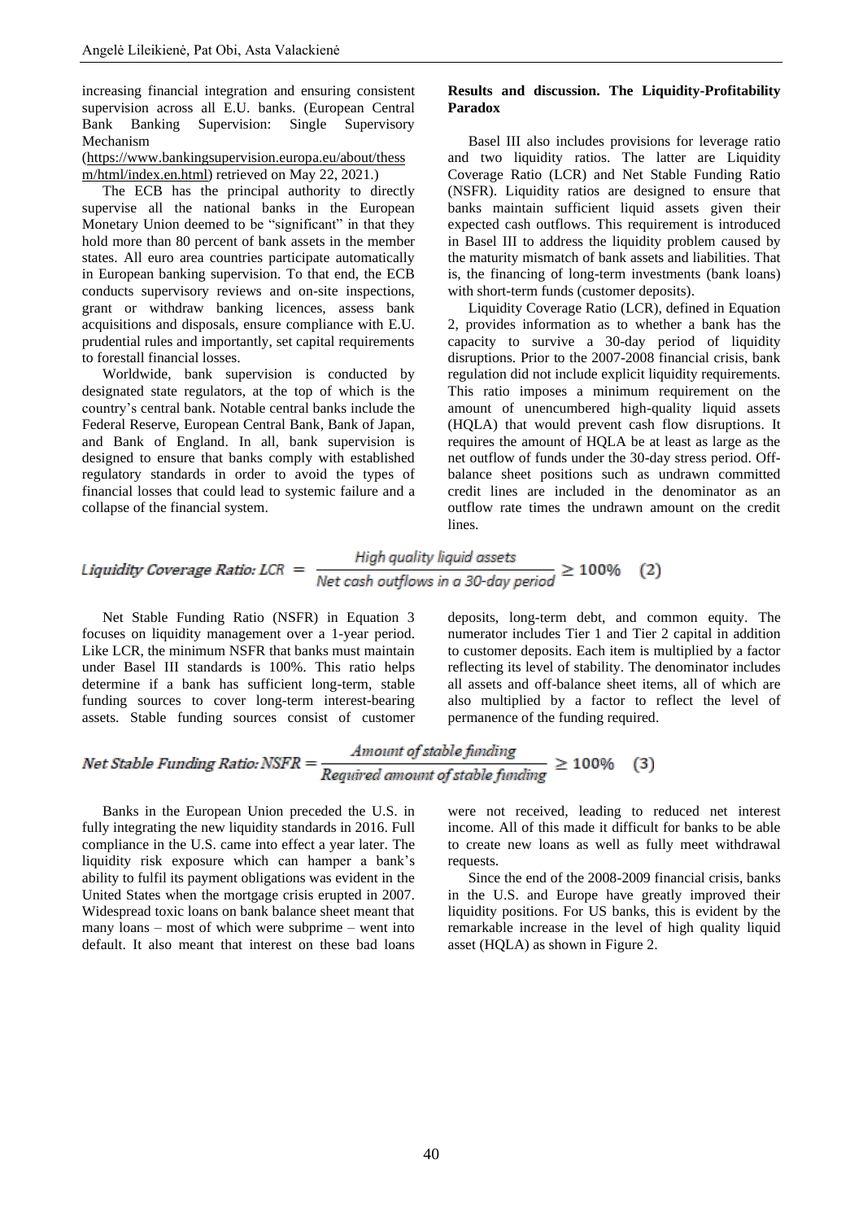increasing financial integration and ensuring consistent supervision across all E.U. banks. (European Central Bank Banking Supervision: Single Supervisory Mechanism (https://www.bankingsupervision.europa.eu/about/thessm/html/index.en.html) retrieved on May 22, 2021.)

The ECB has the principal authority to directly supervise all the national banks in the European Monetary Union deemed to be "significant" in that they hold more than 80 percent of bank assets in the member states. All euro area countries participate automatically in European banking supervision. To that end, the ECB conducts supervisory reviews and on-site inspections, grant or withdraw banking licences, assess bank acquisitions and disposals, ensure compliance with E.U. prudential rules and importantly, set capital requirements to forestall financial losses.

Worldwide, bank supervision is conducted by designated state regulators, at the top of which is the country's central bank. Notable central banks include the Federal Reserve, European Central Bank, Bank of Japan, and Bank of England. In all, bank supervision is designed to ensure that banks comply with established regulatory standards in order to avoid the types of financial losses that could lead to systemic failure and a collapse of the financial system.

**Results and discussion. The Liquidity-Profitability Paradox**

Basel III also includes provisions for leverage ratio and two liquidity ratios. The latter are Liquidity Coverage Ratio (LCR) and Net Stable Funding Ratio (NSFR). Liquidity ratios are designed to ensure that banks maintain sufficient liquid assets given their expected cash outflows. This requirement is introduced in Basel III to address the liquidity problem caused by the maturity mismatch of bank assets and liabilities. That is, the financing of long-term investments (bank loans) with short-term funds (customer deposits).

Liquidity Coverage Ratio (LCR), defined in Equation 2, provides information as to whether a bank has the capacity to survive a 30-day period of liquidity disruptions. Prior to the 2007-2008 financial crisis, bank regulation did not include explicit liquidity requirements. This ratio imposes a minimum requirement on the amount of unencumbered high-quality liquid assets (HQLA) that would prevent cash flow disruptions. It requires the amount of HQLA be at least as large as the net outflow of funds under the 30-day stress period. Off-balance sheet positions such as undrawn committed credit lines are included in the denominator as an outflow rate times the undrawn amount on the credit lines.

$$\textit{Liquidity Coverage Ratio: LCR} = \frac{\textit{High quality liquid assets}}{\textit{Net cash outflows in a 30-day period}} \geq 100\% \quad (2)$$

Net Stable Funding Ratio (NSFR) in Equation 3 focuses on liquidity management over a 1-year period. Like LCR, the minimum NSFR that banks must maintain under Basel III standards is 100%. This ratio helps determine if a bank has sufficient long-term, stable funding sources to cover long-term interest-bearing assets. Stable funding sources consist of customer deposits, long-term debt, and common equity. The numerator includes Tier 1 and Tier 2 capital in addition to customer deposits. Each item is multiplied by a factor reflecting its level of stability. The denominator includes all assets and off-balance sheet items, all of which are also multiplied by a factor to reflect the level of permanence of the funding required.

$$\textit{Net Stable Funding Ratio: NSFR} = \frac{\textit{Amount of stable funding}}{\textit{Required amount of stable funding}} \geq 100\% \quad (3)$$

Banks in the European Union preceded the U.S. in fully integrating the new liquidity standards in 2016. Full compliance in the U.S. came into effect a year later. The liquidity risk exposure which can hamper a bank's ability to fulfil its payment obligations was evident in the United States when the mortgage crisis erupted in 2007. Widespread toxic loans on bank balance sheet meant that many loans – most of which were subprime – went into default. It also meant that interest on these bad loans were not received, leading to reduced net interest income. All of this made it difficult for banks to be able to create new loans as well as fully meet withdrawal requests.

Since the end of the 2008-2009 financial crisis, banks in the U.S. and Europe have greatly improved their liquidity positions. For US banks, this is evident by the remarkable increase in the level of high quality liquid asset (HQLA) as shown in Figure 2.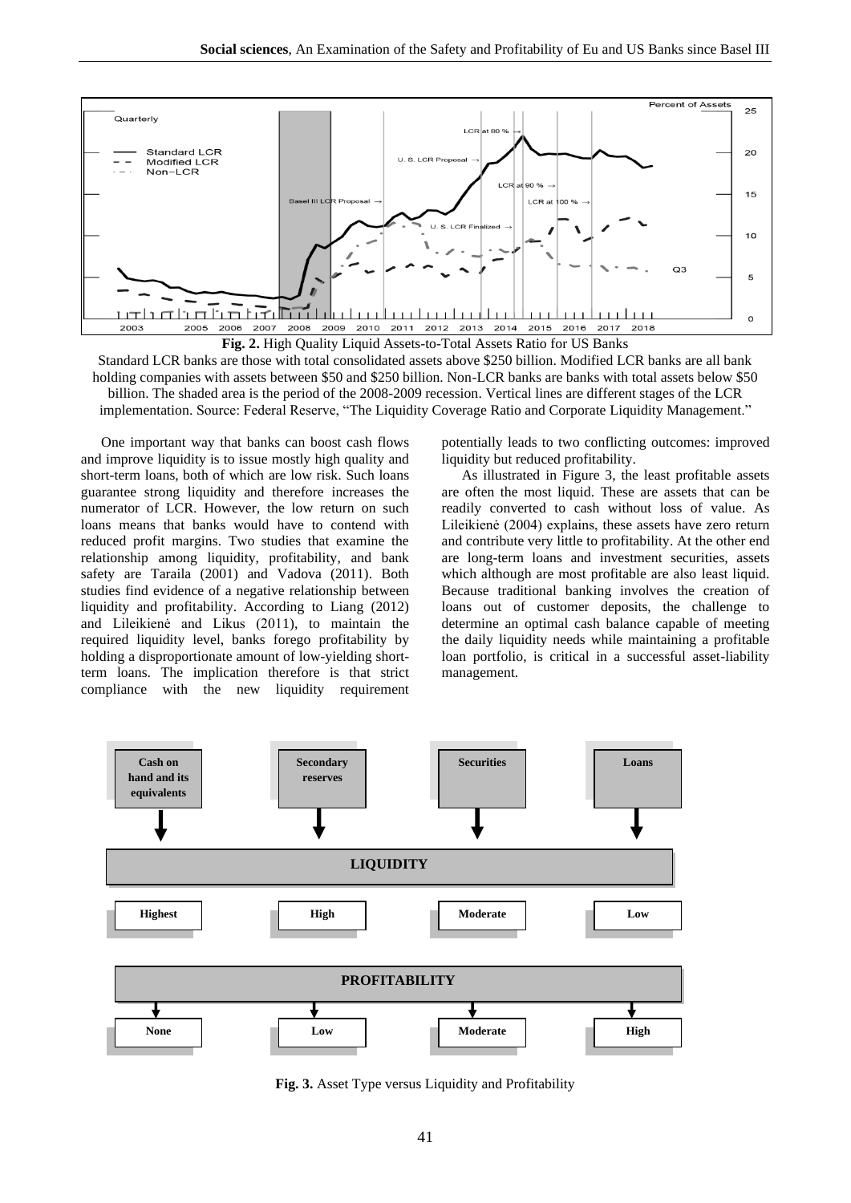**Fig. 2.** High Quality Liquid Assets-to-Total Assets Ratio for US Banks

Standard LCR banks are those with total consolidated assets above $250 billion. Modified LCR banks are all bank holding companies with assets between $50 and $250 billion. Non-LCR banks are banks with total assets below $50 billion. The shaded area is the period of the 2008-2009 recession. Vertical lines are different stages of the LCR implementation. Source: Federal Reserve, "The Liquidity Coverage Ratio and Corporate Liquidity Management."

One important way that banks can boost cash flows and improve liquidity is to issue mostly high quality and short-term loans, both of which are low risk. Such loans guarantee strong liquidity and therefore increases the numerator of LCR. However, the low return on such loans means that banks would have to contend with reduced profit margins. Two studies that examine the relationship among liquidity, profitability, and bank safety are Taraila (2001) and Vadova (2011). Both studies find evidence of a negative relationship between liquidity and profitability. According to Liang (2012) and Lileikienė and Likus (2011), to maintain the required liquidity level, banks forego profitability by holding a disproportionate amount of low-yielding short-term loans. The implication therefore is that strict compliance with the new liquidity requirement potentially leads to two conflicting outcomes: improved liquidity but reduced profitability.

As illustrated in Figure 3, the least profitable assets are often the most liquid. These are assets that can be readily converted to cash without loss of value. As Lileikienė (2004) explains, these assets have zero return and contribute very little to profitability. At the other end are long-term loans and investment securities, assets which although are most profitable are also least liquid. Because traditional banking involves the creation of loans out of customer deposits, the challenge to determine an optimal cash balance capable of meeting the daily liquidity needs while maintaining a profitable loan portfolio, is critical in a successful asset-liability management.

| Asset type | Cash on hand and its equivalents | Secondary reserves | Securities | Loans |
|---|---|---|---|---|
| LIQUIDITY | Highest | High | Moderate | Low |
| PROFITABILITY | None | Low | Moderate | High |

**Fig. 3.** Asset Type versus Liquidity and Profitability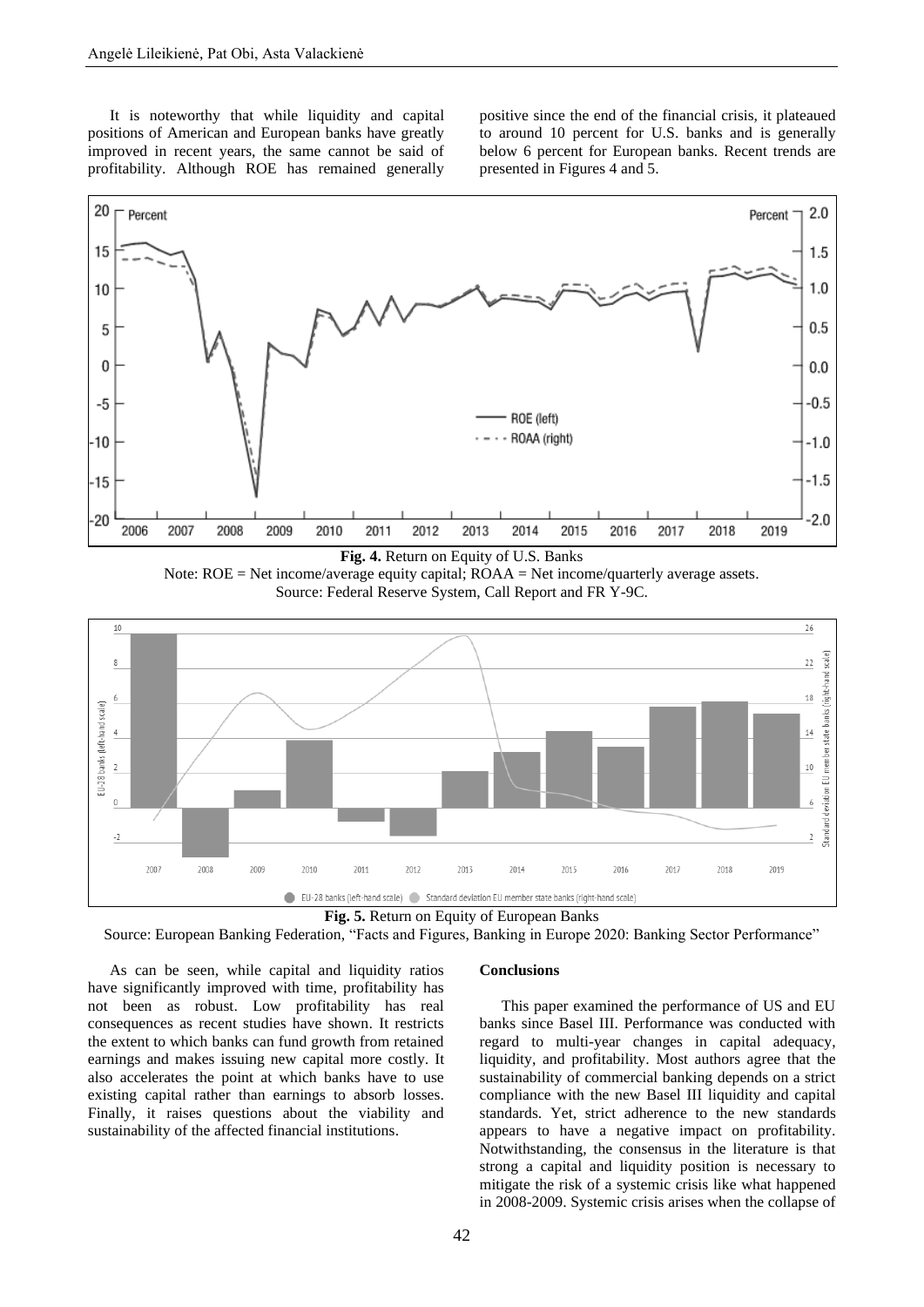It is noteworthy that while liquidity and capital positions of American and European banks have greatly improved in recent years, the same cannot be said of profitability. Although ROE has remained generally positive since the end of the financial crisis, it plateaued to around 10 percent for U.S. banks and is generally below 6 percent for European banks. Recent trends are presented in Figures 4 and 5.

**Fig. 4.** Return on Equity of U.S. Banks

Note: ROE = Net income/average equity capital; ROAA = Net income/quarterly average assets.
Source: Federal Reserve System, Call Report and FR Y-9C.

**Fig. 5.** Return on Equity of European Banks

Source: European Banking Federation, "Facts and Figures, Banking in Europe 2020: Banking Sector Performance"

As can be seen, while capital and liquidity ratios have significantly improved with time, profitability has not been as robust. Low profitability has real consequences as recent studies have shown. It restricts the extent to which banks can fund growth from retained earnings and makes issuing new capital more costly. It also accelerates the point at which banks have to use existing capital rather than earnings to absorb losses. Finally, it raises questions about the viability and sustainability of the affected financial institutions.

## Conclusions

This paper examined the performance of US and EU banks since Basel III. Performance was conducted with regard to multi-year changes in capital adequacy, liquidity, and profitability. Most authors agree that the sustainability of commercial banking depends on a strict compliance with the new Basel III liquidity and capital standards. Yet, strict adherence to the new standards appears to have a negative impact on profitability. Notwithstanding, the consensus in the literature is that strong a capital and liquidity position is necessary to mitigate the risk of a systemic crisis like what happened in 2008-2009. Systemic crisis arises when the collapse of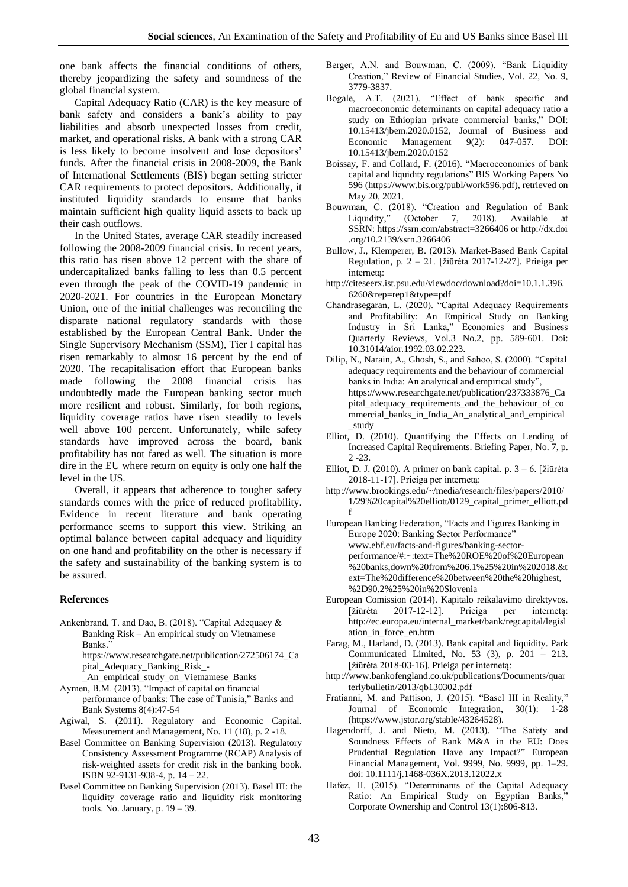one bank affects the financial conditions of others, thereby jeopardizing the safety and soundness of the global financial system.

Capital Adequacy Ratio (CAR) is the key measure of bank safety and considers a bank's ability to pay liabilities and absorb unexpected losses from credit, market, and operational risks. A bank with a strong CAR is less likely to become insolvent and lose depositors' funds. After the financial crisis in 2008-2009, the Bank of International Settlements (BIS) began setting stricter CAR requirements to protect depositors. Additionally, it instituted liquidity standards to ensure that banks maintain sufficient high quality liquid assets to back up their cash outflows.

In the United States, average CAR steadily increased following the 2008-2009 financial crisis. In recent years, this ratio has risen above 12 percent with the share of undercapitalized banks falling to less than 0.5 percent even through the peak of the COVID-19 pandemic in 2020-2021. For countries in the European Monetary Union, one of the initial challenges was reconciling the disparate national regulatory standards with those established by the European Central Bank. Under the Single Supervisory Mechanism (SSM), Tier I capital has risen remarkably to almost 16 percent by the end of 2020. The recapitalisation effort that European banks made following the 2008 financial crisis has undoubtedly made the European banking sector much more resilient and robust. Similarly, for both regions, liquidity coverage ratios have risen steadily to levels well above 100 percent. Unfortunately, while safety standards have improved across the board, bank profitability has not fared as well. The situation is more dire in the EU where return on equity is only one half the level in the US.

Overall, it appears that adherence to tougher safety standards comes with the price of reduced profitability. Evidence in recent literature and bank operating performance seems to support this view. Striking an optimal balance between capital adequacy and liquidity on one hand and profitability on the other is necessary if the safety and sustainability of the banking system is to be assured.

## References

Ankenbrand, T. and Dao, B. (2018). "Capital Adequacy & Banking Risk – An empirical study on Vietnamese Banks." https://www.researchgate.net/publication/272506174_Capital_Adequacy_Banking_Risk_-_An_empirical_study_on_Vietnamese_Banks

Aymen, B.M. (2013). "Impact of capital on financial performance of banks: The case of Tunisia," Banks and Bank Systems 8(4):47-54

Agiwal, S. (2011). Regulatory and Economic Capital. Measurement and Management, No. 11 (18), p. 2 -18.

Basel Committee on Banking Supervision (2013). Regulatory Consistency Assessment Programme (RCAP) Analysis of risk-weighted assets for credit risk in the banking book. ISBN 92-9131-938-4, p. 14 – 22.

Basel Committee on Banking Supervision (2013). Basel III: the liquidity coverage ratio and liquidity risk monitoring tools. No. January, p. 19 – 39.

Berger, A.N. and Bouwman, C. (2009). "Bank Liquidity Creation," Review of Financial Studies, Vol. 22, No. 9, 3779-3837.

Bogale, A.T. (2021). "Effect of bank specific and macroeconomic determinants on capital adequacy ratio a study on Ethiopian private commercial banks," DOI: 10.15413/jbem.2020.0152, Journal of Business and Economic Management 9(2): 047-057. DOI: 10.15413/jbem.2020.0152

Boissay, F. and Collard, F. (2016). "Macroeconomics of bank capital and liquidity regulations" BIS Working Papers No 596 (https://www.bis.org/publ/work596.pdf), retrieved on May 20, 2021.

Bouwman, C. (2018). "Creation and Regulation of Bank Liquidity," (October 7, 2018). Available at SSRN: https://ssrn.com/abstract=3266406 or http://dx.doi.org/10.2139/ssrn.3266406

Bullow, J., Klemperer, B. (2013). Market-Based Bank Capital Regulation, p. 2 – 21. [žiūrėta 2017-12-27]. Prieiga per internetą: http://citeseerx.ist.psu.edu/viewdoc/download?doi=10.1.1.396.6260&rep=rep1&type=pdf

Chandrasegaran, L. (2020). "Capital Adequacy Requirements and Profitability: An Empirical Study on Banking Industry in Sri Lanka," Economics and Business Quarterly Reviews, Vol.3 No.2, pp. 589-601. Doi: 10.31014/aior.1992.03.02.223.

Dilip, N., Narain, A., Ghosh, S., and Sahoo, S. (2000). "Capital adequacy requirements and the behaviour of commercial banks in India: An analytical and empirical study", https://www.researchgate.net/publication/237333876_Capital_adequacy_requirements_and_the_behaviour_of_commercial_banks_in_India_An_analytical_and_empirical_study

Elliot, D. (2010). Quantifying the Effects on Lending of Increased Capital Requirements. Briefing Paper, No. 7, p. 2 -23.

Elliot, D. J. (2010). A primer on bank capital. p. 3 – 6. [žiūrėta 2018-11-17]. Prieiga per internetą: http://www.brookings.edu/~/media/research/files/papers/2010/1/29%20capital%20elliott/0129_capital_primer_elliott.pdf

European Banking Federation, "Facts and Figures Banking in Europe 2020: Banking Sector Performance" www.ebf.eu/facts-and-figures/banking-sector-performance/#:~:text=The%20ROE%20of%20European%20banks,down%20from%206.1%25%20in%202018.&text=The%20difference%20between%20the%20highest,%2D90.2%25%20in%20Slovenia

European Comission (2014). Kapitalo reikalavimo direktyvos. [žiūrėta 2017-12-12]. Prieiga per internetą: http://ec.europa.eu/internal_market/bank/regcapital/legislation_in_force_en.htm

Farag, M., Harland, D. (2013). Bank capital and liquidity. Park Communicated Limited, No. 53 (3), p. 201 – 213. [žiūrėta 2018-03-16]. Prieiga per internetą: http://www.bankofengland.co.uk/publications/Documents/quarterlybulletin/2013/qb130302.pdf

Fratianni, M. and Pattison, J. (2015). "Basel III in Reality," Journal of Economic Integration, 30(1): 1-28 (https://www.jstor.org/stable/43264528).

Hagendorff, J. and Nieto, M. (2013). "The Safety and Soundness Effects of Bank M&A in the EU: Does Prudential Regulation Have any Impact?" European Financial Management, Vol. 9999, No. 9999, pp. 1–29. doi: 10.1111/j.1468-036X.2013.12022.x

Hafez, H. (2015). "Determinants of the Capital Adequacy Ratio: An Empirical Study on Egyptian Banks," Corporate Ownership and Control 13(1):806-813.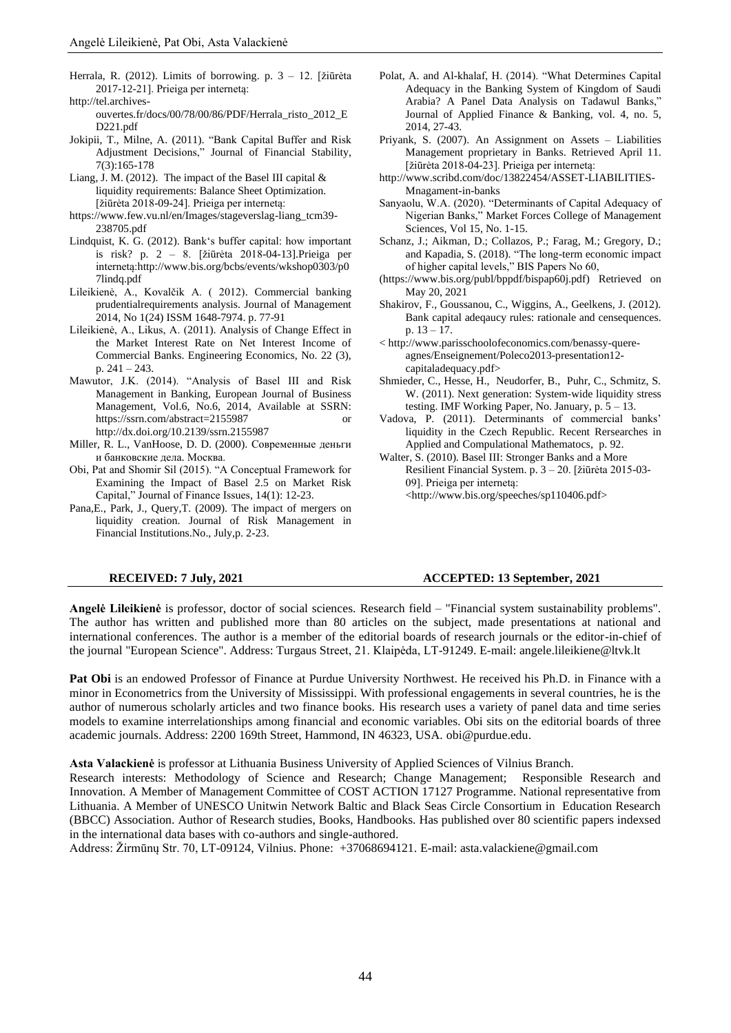Herrala, R. (2012). Limits of borrowing. p. 3 – 12. [žiūrėta 2017-12-21]. Prieiga per internetą: http://tel.archives-ouvertes.fr/docs/00/78/00/86/PDF/Herrala_risto_2012_ED221.pdf

Jokipii, T., Milne, A. (2011). "Bank Capital Buffer and Risk Adjustment Decisions," Journal of Financial Stability, 7(3):165-178

Liang, J. M. (2012). The impact of the Basel III capital & liquidity requirements: Balance Sheet Optimization. [žiūrėta 2018-09-24]. Prieiga per internetą: https://www.few.vu.nl/en/Images/stageverslag-liang_tcm39-238705.pdf

Lindquist, K. G. (2012). Bank's buffer capital: how important is risk? p. 2 – 8. [žiūrėta 2018-04-13].Prieiga per internetą:http://www.bis.org/bcbs/events/wkshop0303/p07lindq.pdf

Lileikienė, A., Kovalčik A. ( 2012). Commercial banking prudentialrequirements analysis. Journal of Management 2014, No 1(24) ISSM 1648-7974. p. 77-91

Lileikienė, A., Likus, A. (2011). Analysis of Change Effect in the Market Interest Rate on Net Interest Income of Commercial Banks. Engineering Economics, No. 22 (3), p. 241 – 243.

Mawutor, J.K. (2014). "Analysis of Basel III and Risk Management in Banking, European Journal of Business Management, Vol.6, No.6, 2014, Available at SSRN: https://ssrn.com/abstract=2155987 or http://dx.doi.org/10.2139/ssrn.2155987

Miller, R. L., VanHoose, D. D. (2000). Современные деньги и банковские дела. Москва.

Obi, Pat and Shomir Sil (2015). "A Conceptual Framework for Examining the Impact of Basel 2.5 on Market Risk Capital," Journal of Finance Issues, 14(1): 12-23.

Pana,E., Park, J., Query,T. (2009). The impact of mergers on liquidity creation. Journal of Risk Management in Financial Institutions.No., July,p. 2-23.

Polat, A. and Al-khalaf, H. (2014). "What Determines Capital Adequacy in the Banking System of Kingdom of Saudi Arabia? A Panel Data Analysis on Tadawul Banks," Journal of Applied Finance & Banking, vol. 4, no. 5, 2014, 27-43.

Priyank, S. (2007). An Assignment on Assets – Liabilities Management proprietary in Banks. Retrieved April 11. [žiūrėta 2018-04-23]. Prieiga per internetą: http://www.scribd.com/doc/13822454/ASSET-LIABILITIES-Mnagament-in-banks

Sanyaolu, W.A. (2020). "Determinants of Capital Adequacy of Nigerian Banks," Market Forces College of Management Sciences, Vol 15, No. 1-15.

Schanz, J.; Aikman, D.; Collazos, P.; Farag, M.; Gregory, D.; and Kapadia, S. (2018). "The long-term economic impact of higher capital levels," BIS Papers No 60, (https://www.bis.org/publ/bppdf/bispap60j.pdf) Retrieved on May 20, 2021

Shakirov, F., Goussanou, C., Wiggins, A., Geelkens, J. (2012). Bank capital adeqaucy rules: rationale and censequences. p. 13 – 17. < http://www.parisschoolofeconomics.com/benassy-quere-agnes/Enseignement/Poleco2013-presentation12-capitaladequacy.pdf>

Shmieder, C., Hesse, H., Neudorfer, B., Puhr, C., Schmitz, S. W. (2011). Next generation: System-wide liquidity stress testing. IMF Working Paper, No. January, p. 5 – 13.

Vadova, P. (2011). Determinants of commercial banks' liquidity in the Czech Republic. Recent Rersearches in Applied and Compulational Mathematocs, p. 92.

Walter, S. (2010). Basel III: Stronger Banks and a More Resilient Financial System. p. 3 – 20. [žiūrėta 2015-03-09]. Prieiga per internetą: <http://www.bis.org/speeches/sp110406.pdf>

**RECEIVED: 7 July, 2021** **ACCEPTED: 13 September, 2021**

**Angelė Lileikienė** is professor, doctor of social sciences. Research field – "Financial system sustainability problems". The author has written and published more than 80 articles on the subject, made presentations at national and international conferences. The author is a member of the editorial boards of research journals or the editor-in-chief of the journal "European Science". Address: Turgaus Street, 21. Klaipėda, LT-91249. E-mail: angele.lileikiene@ltvk.lt

**Pat Obi** is an endowed Professor of Finance at Purdue University Northwest. He received his Ph.D. in Finance with a minor in Econometrics from the University of Mississippi. With professional engagements in several countries, he is the author of numerous scholarly articles and two finance books. His research uses a variety of panel data and time series models to examine interrelationships among financial and economic variables. Obi sits on the editorial boards of three academic journals. Address: 2200 169th Street, Hammond, IN 46323, USA. obi@purdue.edu.

**Asta Valackienė** is professor at Lithuania Business University of Applied Sciences of Vilnius Branch.
Research interests: Methodology of Science and Research; Change Management; Responsible Research and Innovation. A Member of Management Committee of COST ACTION 17127 Programme. National representative from Lithuania. A Member of UNESCO Unitwin Network Baltic and Black Seas Circle Consortium in Education Research (BBCC) Association. Author of Research studies, Books, Handbooks. Has published over 80 scientific papers indexsed in the international data bases with co-authors and single-authored.
Address: Žirmūnų Str. 70, LT-09124, Vilnius. Phone: +37068694121. E-mail: asta.valackiene@gmail.com